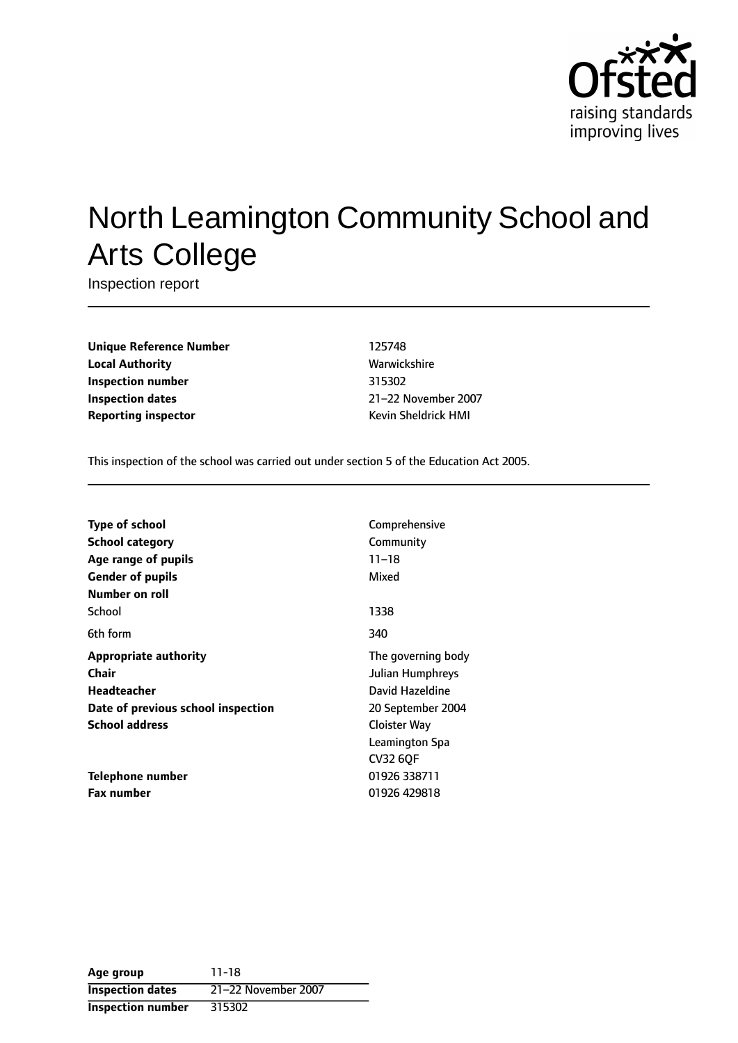# North Leamington Community School and Arts College

Inspection report

| | |
|---|---|
| **Unique Reference Number** | 125748 |
| **Local Authority** | Warwickshire |
| **Inspection number** | 315302 |
| **Inspection dates** | 21–22 November 2007 |
| **Reporting inspector** | Kevin Sheldrick HMI |

This inspection of the school was carried out under section 5 of the Education Act 2005.

| | |
|---|---|
| **Type of school** | Comprehensive |
| **School category** | Community |
| **Age range of pupils** | 11–18 |
| **Gender of pupils** | Mixed |
| **Number on roll** | |
| School | 1338 |
| 6th form | 340 |
| **Appropriate authority** | The governing body |
| **Chair** | Julian Humphreys |
| **Headteacher** | David Hazeldine |
| **Date of previous school inspection** | 20 September 2004 |
| **School address** | Cloister Way<br>Leamington Spa<br>CV32 6QF |
| **Telephone number** | 01926 338711 |
| **Fax number** | 01926 429818 |

| | |
|---|---|
| **Age group** | 11-18 |
| **Inspection dates** | 21–22 November 2007 |
| **Inspection number** | 315302 |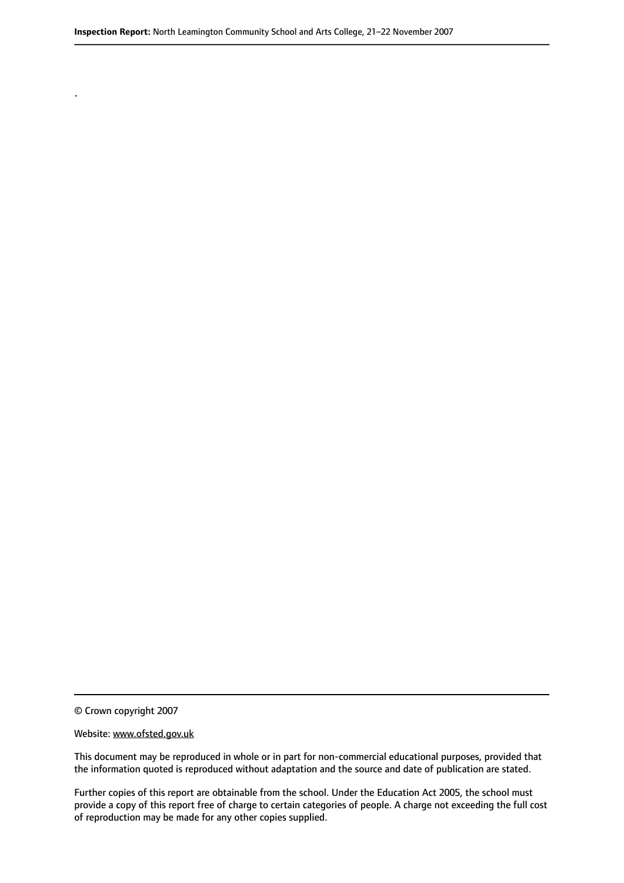.

© Crown copyright 2007

Website: www.ofsted.gov.uk

This document may be reproduced in whole or in part for non-commercial educational purposes, provided that the information quoted is reproduced without adaptation and the source and date of publication are stated.

Further copies of this report are obtainable from the school. Under the Education Act 2005, the school must provide a copy of this report free of charge to certain categories of people. A charge not exceeding the full cost of reproduction may be made for any other copies supplied.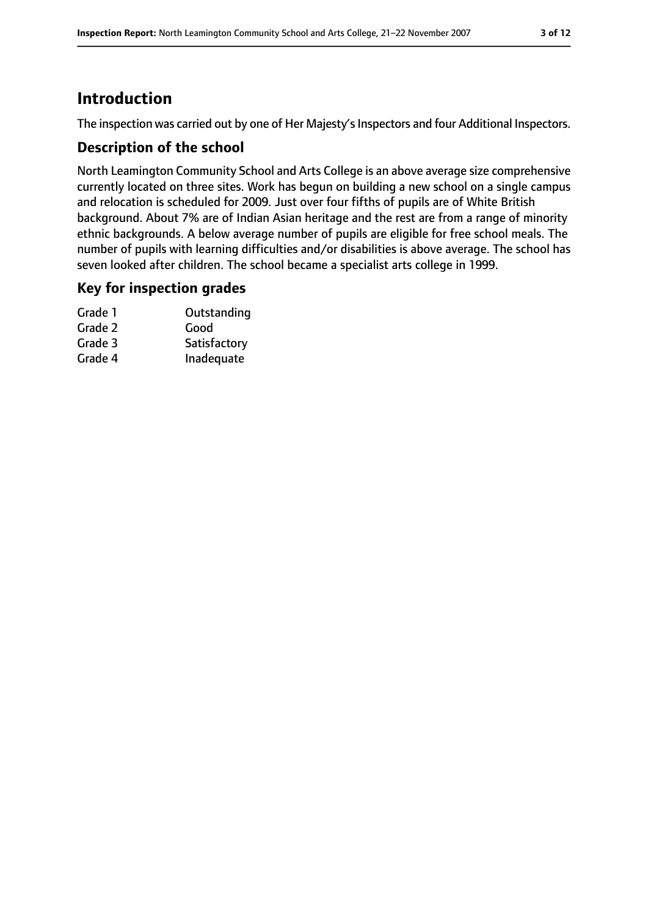# Introduction

The inspection was carried out by one of Her Majesty's Inspectors and four Additional Inspectors.

## Description of the school

North Leamington Community School and Arts College is an above average size comprehensive currently located on three sites. Work has begun on building a new school on a single campus and relocation is scheduled for 2009. Just over four fifths of pupils are of White British background. About 7% are of Indian Asian heritage and the rest are from a range of minority ethnic backgrounds. A below average number of pupils are eligible for free school meals. The number of pupils with learning difficulties and/or disabilities is above average. The school has seven looked after children. The school became a specialist arts college in 1999.

## Key for inspection grades

| | |
|---|---|
| Grade 1 | Outstanding |
| Grade 2 | Good |
| Grade 3 | Satisfactory |
| Grade 4 | Inadequate |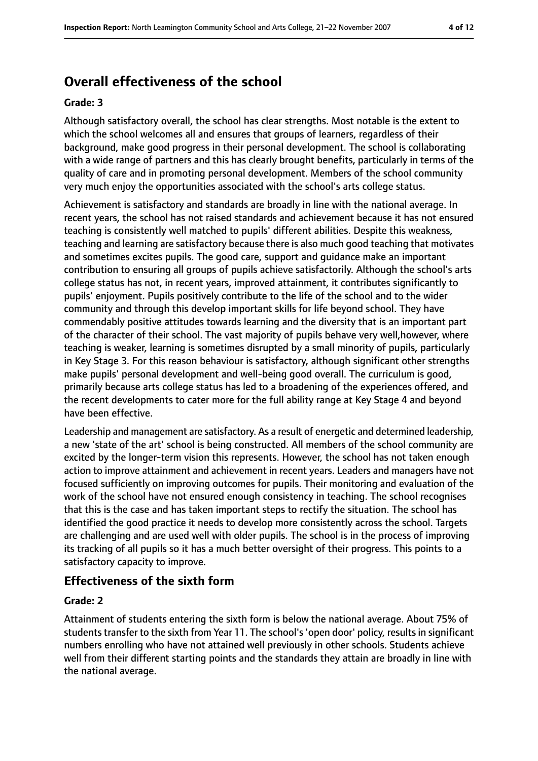## Overall effectiveness of the school

### Grade: 3

Although satisfactory overall, the school has clear strengths. Most notable is the extent to which the school welcomes all and ensures that groups of learners, regardless of their background, make good progress in their personal development. The school is collaborating with a wide range of partners and this has clearly brought benefits, particularly in terms of the quality of care and in promoting personal development. Members of the school community very much enjoy the opportunities associated with the school's arts college status.

Achievement is satisfactory and standards are broadly in line with the national average. In recent years, the school has not raised standards and achievement because it has not ensured teaching is consistently well matched to pupils' different abilities. Despite this weakness, teaching and learning are satisfactory because there is also much good teaching that motivates and sometimes excites pupils. The good care, support and guidance make an important contribution to ensuring all groups of pupils achieve satisfactorily. Although the school's arts college status has not, in recent years, improved attainment, it contributes significantly to pupils' enjoyment. Pupils positively contribute to the life of the school and to the wider community and through this develop important skills for life beyond school. They have commendably positive attitudes towards learning and the diversity that is an important part of the character of their school. The vast majority of pupils behave very well,however, where teaching is weaker, learning is sometimes disrupted by a small minority of pupils, particularly in Key Stage 3. For this reason behaviour is satisfactory, although significant other strengths make pupils' personal development and well-being good overall. The curriculum is good, primarily because arts college status has led to a broadening of the experiences offered, and the recent developments to cater more for the full ability range at Key Stage 4 and beyond have been effective.

Leadership and management are satisfactory. As a result of energetic and determined leadership, a new 'state of the art' school is being constructed. All members of the school community are excited by the longer-term vision this represents. However, the school has not taken enough action to improve attainment and achievement in recent years. Leaders and managers have not focused sufficiently on improving outcomes for pupils. Their monitoring and evaluation of the work of the school have not ensured enough consistency in teaching. The school recognises that this is the case and has taken important steps to rectify the situation. The school has identified the good practice it needs to develop more consistently across the school. Targets are challenging and are used well with older pupils. The school is in the process of improving its tracking of all pupils so it has a much better oversight of their progress. This points to a satisfactory capacity to improve.

## Effectiveness of the sixth form

### Grade: 2

Attainment of students entering the sixth form is below the national average. About 75% of students transfer to the sixth from Year 11. The school's 'open door' policy, results in significant numbers enrolling who have not attained well previously in other schools. Students achieve well from their different starting points and the standards they attain are broadly in line with the national average.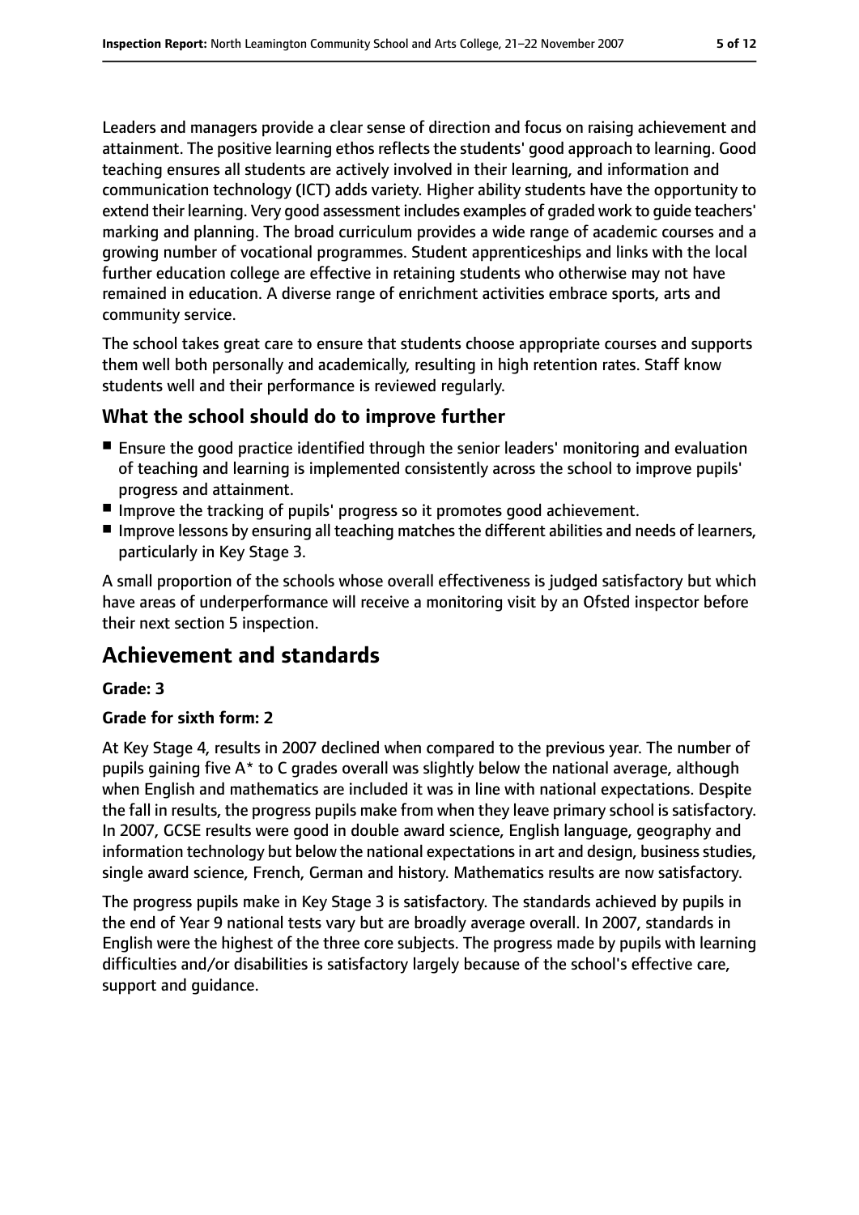Leaders and managers provide a clear sense of direction and focus on raising achievement and attainment. The positive learning ethos reflects the students' good approach to learning. Good teaching ensures all students are actively involved in their learning, and information and communication technology (ICT) adds variety. Higher ability students have the opportunity to extend their learning. Very good assessment includes examples of graded work to guide teachers' marking and planning. The broad curriculum provides a wide range of academic courses and a growing number of vocational programmes. Student apprenticeships and links with the local further education college are effective in retaining students who otherwise may not have remained in education. A diverse range of enrichment activities embrace sports, arts and community service.

The school takes great care to ensure that students choose appropriate courses and supports them well both personally and academically, resulting in high retention rates. Staff know students well and their performance is reviewed regularly.

### What the school should do to improve further

- Ensure the good practice identified through the senior leaders' monitoring and evaluation of teaching and learning is implemented consistently across the school to improve pupils' progress and attainment.
- Improve the tracking of pupils' progress so it promotes good achievement.
- Improve lessons by ensuring all teaching matches the different abilities and needs of learners, particularly in Key Stage 3.

A small proportion of the schools whose overall effectiveness is judged satisfactory but which have areas of underperformance will receive a monitoring visit by an Ofsted inspector before their next section 5 inspection.

## Achievement and standards

**Grade: 3**

**Grade for sixth form: 2**

At Key Stage 4, results in 2007 declined when compared to the previous year. The number of pupils gaining five A* to C grades overall was slightly below the national average, although when English and mathematics are included it was in line with national expectations. Despite the fall in results, the progress pupils make from when they leave primary school is satisfactory. In 2007, GCSE results were good in double award science, English language, geography and information technology but below the national expectations in art and design, business studies, single award science, French, German and history. Mathematics results are now satisfactory.

The progress pupils make in Key Stage 3 is satisfactory. The standards achieved by pupils in the end of Year 9 national tests vary but are broadly average overall. In 2007, standards in English were the highest of the three core subjects. The progress made by pupils with learning difficulties and/or disabilities is satisfactory largely because of the school's effective care, support and guidance.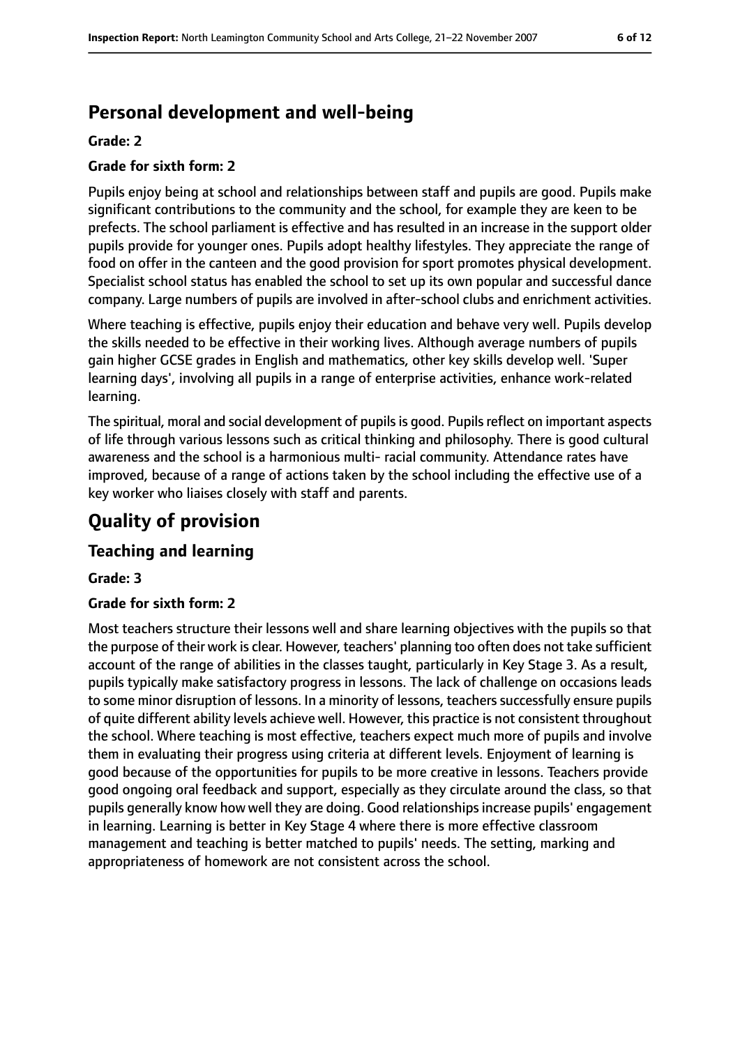## Personal development and well-being

**Grade: 2**

**Grade for sixth form: 2**

Pupils enjoy being at school and relationships between staff and pupils are good. Pupils make significant contributions to the community and the school, for example they are keen to be prefects. The school parliament is effective and has resulted in an increase in the support older pupils provide for younger ones. Pupils adopt healthy lifestyles. They appreciate the range of food on offer in the canteen and the good provision for sport promotes physical development. Specialist school status has enabled the school to set up its own popular and successful dance company. Large numbers of pupils are involved in after-school clubs and enrichment activities.

Where teaching is effective, pupils enjoy their education and behave very well. Pupils develop the skills needed to be effective in their working lives. Although average numbers of pupils gain higher GCSE grades in English and mathematics, other key skills develop well. 'Super learning days', involving all pupils in a range of enterprise activities, enhance work-related learning.

The spiritual, moral and social development of pupils is good. Pupils reflect on important aspects of life through various lessons such as critical thinking and philosophy. There is good cultural awareness and the school is a harmonious multi- racial community. Attendance rates have improved, because of a range of actions taken by the school including the effective use of a key worker who liaises closely with staff and parents.

# Quality of provision

## Teaching and learning

**Grade: 3**

**Grade for sixth form: 2**

Most teachers structure their lessons well and share learning objectives with the pupils so that the purpose of their work is clear. However, teachers' planning too often does not take sufficient account of the range of abilities in the classes taught, particularly in Key Stage 3. As a result, pupils typically make satisfactory progress in lessons. The lack of challenge on occasions leads to some minor disruption of lessons. In a minority of lessons, teachers successfully ensure pupils of quite different ability levels achieve well. However, this practice is not consistent throughout the school. Where teaching is most effective, teachers expect much more of pupils and involve them in evaluating their progress using criteria at different levels. Enjoyment of learning is good because of the opportunities for pupils to be more creative in lessons. Teachers provide good ongoing oral feedback and support, especially as they circulate around the class, so that pupils generally know how well they are doing. Good relationships increase pupils' engagement in learning. Learning is better in Key Stage 4 where there is more effective classroom management and teaching is better matched to pupils' needs. The setting, marking and appropriateness of homework are not consistent across the school.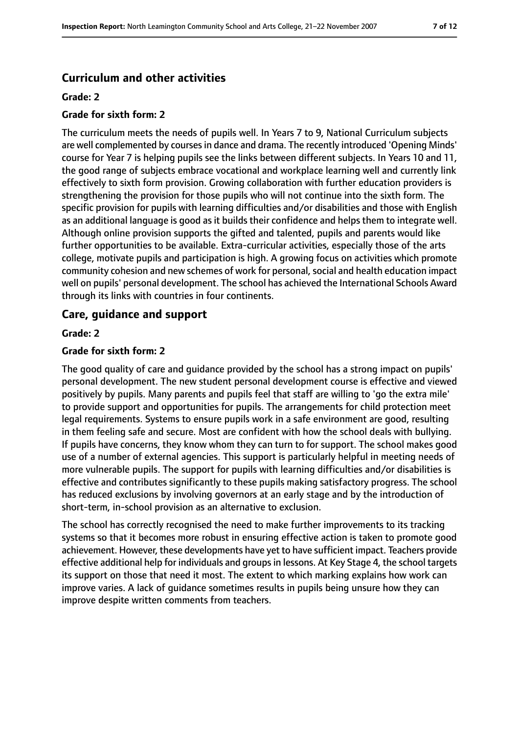## Curriculum and other activities

#### Grade: 2

#### Grade for sixth form: 2

The curriculum meets the needs of pupils well. In Years 7 to 9, National Curriculum subjects are well complemented by courses in dance and drama. The recently introduced 'Opening Minds' course for Year 7 is helping pupils see the links between different subjects. In Years 10 and 11, the good range of subjects embrace vocational and workplace learning well and currently link effectively to sixth form provision. Growing collaboration with further education providers is strengthening the provision for those pupils who will not continue into the sixth form. The specific provision for pupils with learning difficulties and/or disabilities and those with English as an additional language is good as it builds their confidence and helps them to integrate well. Although online provision supports the gifted and talented, pupils and parents would like further opportunities to be available. Extra-curricular activities, especially those of the arts college, motivate pupils and participation is high. A growing focus on activities which promote community cohesion and new schemes of work for personal, social and health education impact well on pupils' personal development. The school has achieved the International Schools Award through its links with countries in four continents.

## Care, guidance and support

#### Grade: 2

#### Grade for sixth form: 2

The good quality of care and guidance provided by the school has a strong impact on pupils' personal development. The new student personal development course is effective and viewed positively by pupils. Many parents and pupils feel that staff are willing to 'go the extra mile' to provide support and opportunities for pupils. The arrangements for child protection meet legal requirements. Systems to ensure pupils work in a safe environment are good, resulting in them feeling safe and secure. Most are confident with how the school deals with bullying. If pupils have concerns, they know whom they can turn to for support. The school makes good use of a number of external agencies. This support is particularly helpful in meeting needs of more vulnerable pupils. The support for pupils with learning difficulties and/or disabilities is effective and contributes significantly to these pupils making satisfactory progress. The school has reduced exclusions by involving governors at an early stage and by the introduction of short-term, in-school provision as an alternative to exclusion.

The school has correctly recognised the need to make further improvements to its tracking systems so that it becomes more robust in ensuring effective action is taken to promote good achievement. However, these developments have yet to have sufficient impact. Teachers provide effective additional help for individuals and groups in lessons. At Key Stage 4, the school targets its support on those that need it most. The extent to which marking explains how work can improve varies. A lack of guidance sometimes results in pupils being unsure how they can improve despite written comments from teachers.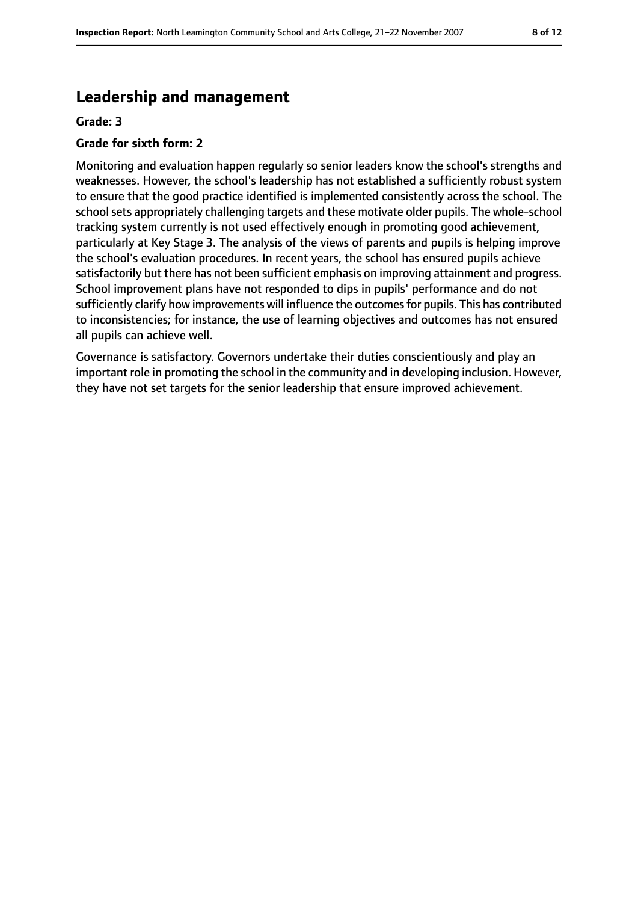## Leadership and management

**Grade: 3**

**Grade for sixth form: 2**

Monitoring and evaluation happen regularly so senior leaders know the school's strengths and weaknesses. However, the school's leadership has not established a sufficiently robust system to ensure that the good practice identified is implemented consistently across the school. The school sets appropriately challenging targets and these motivate older pupils. The whole-school tracking system currently is not used effectively enough in promoting good achievement, particularly at Key Stage 3. The analysis of the views of parents and pupils is helping improve the school's evaluation procedures. In recent years, the school has ensured pupils achieve satisfactorily but there has not been sufficient emphasis on improving attainment and progress. School improvement plans have not responded to dips in pupils' performance and do not sufficiently clarify how improvements will influence the outcomes for pupils. This has contributed to inconsistencies; for instance, the use of learning objectives and outcomes has not ensured all pupils can achieve well.

Governance is satisfactory. Governors undertake their duties conscientiously and play an important role in promoting the school in the community and in developing inclusion. However, they have not set targets for the senior leadership that ensure improved achievement.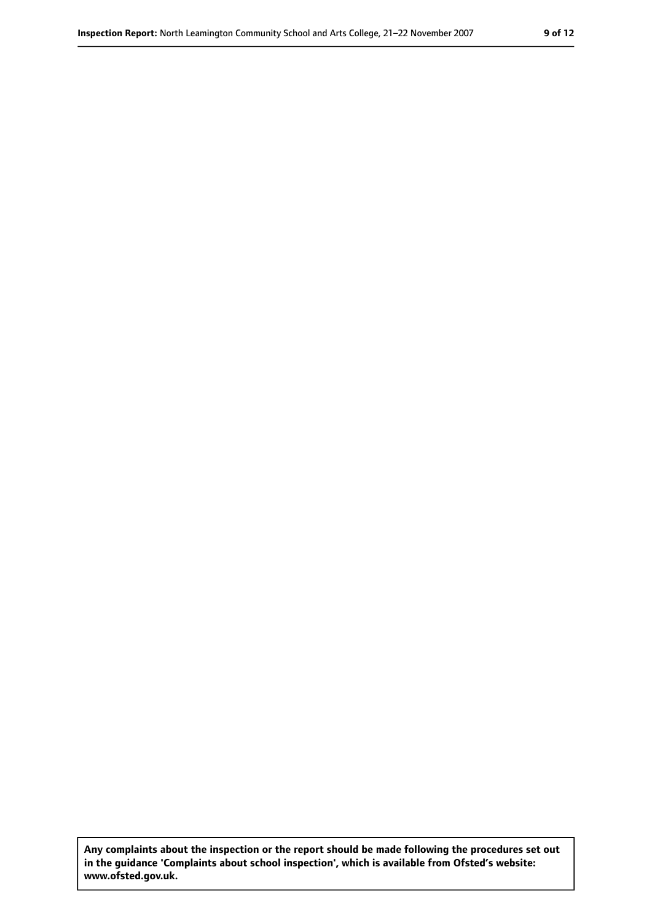**Any complaints about the inspection or the report should be made following the procedures set out in the guidance 'Complaints about school inspection', which is available from Ofsted's website: www.ofsted.gov.uk.**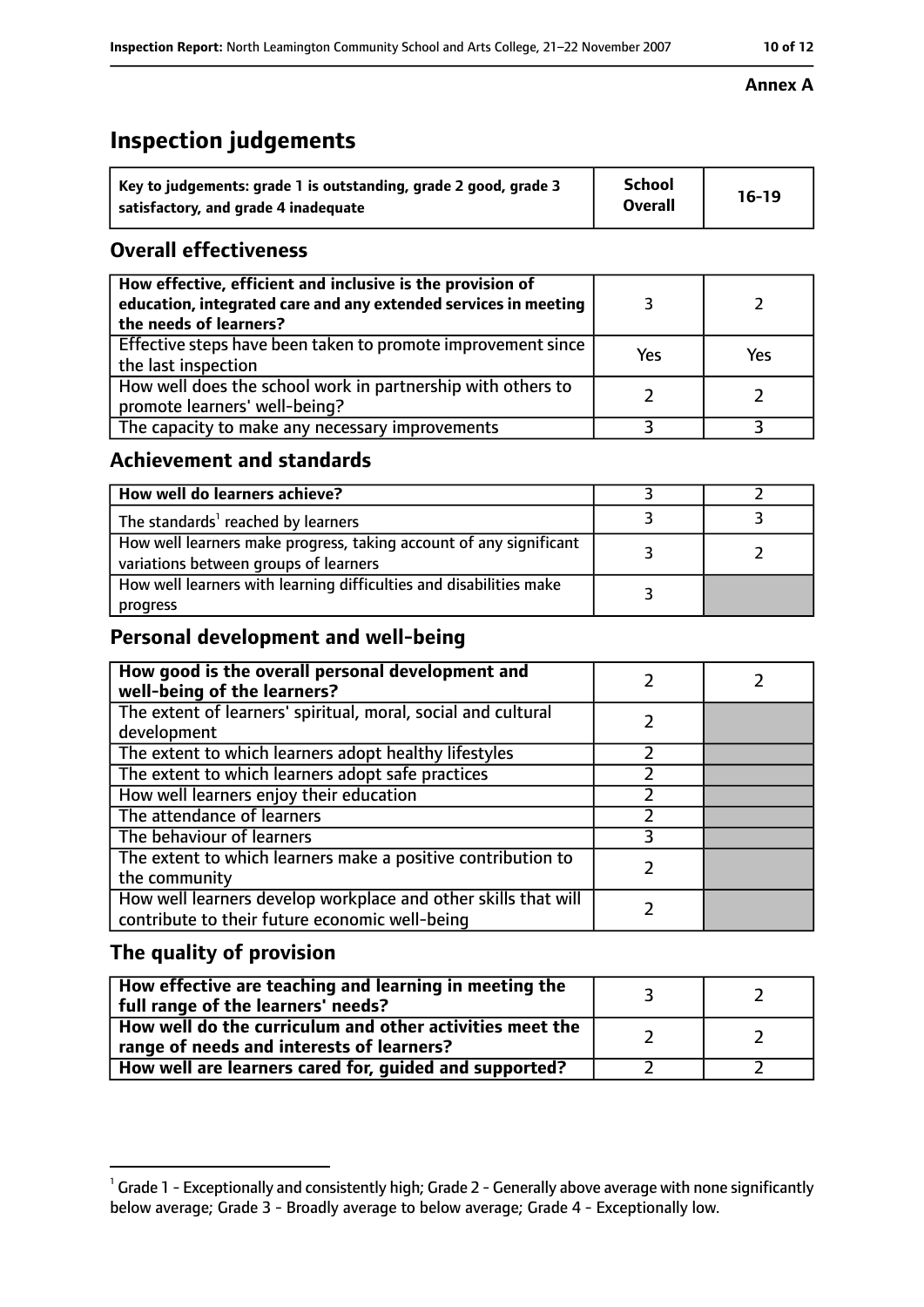**Annex A**

# Inspection judgements

| Key to judgements: grade 1 is outstanding, grade 2 good, grade 3 satisfactory, and grade 4 inadequate | School Overall | 16-19 |
|---|---|---|

## Overall effectiveness

| | | |
|---|---|---|
| How effective, efficient and inclusive is the provision of education, integrated care and any extended services in meeting the needs of learners? | 3 | 2 |
| Effective steps have been taken to promote improvement since the last inspection | Yes | Yes |
| How well does the school work in partnership with others to promote learners' well-being? | 2 | 2 |
| The capacity to make any necessary improvements | 3 | 3 |

## Achievement and standards

| | | |
|---|---|---|
| How well do learners achieve? | 3 | 2 |
| The standards[1] reached by learners | 3 | 3 |
| How well learners make progress, taking account of any significant variations between groups of learners | 3 | 2 |
| How well learners with learning difficulties and disabilities make progress | 3 | |

## Personal development and well-being

| | | |
|---|---|---|
| How good is the overall personal development and well-being of the learners? | 2 | 2 |
| The extent of learners' spiritual, moral, social and cultural development | 2 | |
| The extent to which learners adopt healthy lifestyles | 2 | |
| The extent to which learners adopt safe practices | 2 | |
| How well learners enjoy their education | 2 | |
| The attendance of learners | 2 | |
| The behaviour of learners | 3 | |
| The extent to which learners make a positive contribution to the community | 2 | |
| How well learners develop workplace and other skills that will contribute to their future economic well-being | 2 | |

## The quality of provision

| | | |
|---|---|---|
| How effective are teaching and learning in meeting the full range of the learners' needs? | 3 | 2 |
| How well do the curriculum and other activities meet the range of needs and interests of learners? | 2 | 2 |
| How well are learners cared for, guided and supported? | 2 | 2 |

[1] Grade 1 - Exceptionally and consistently high; Grade 2 - Generally above average with none significantly below average; Grade 3 - Broadly average to below average; Grade 4 - Exceptionally low.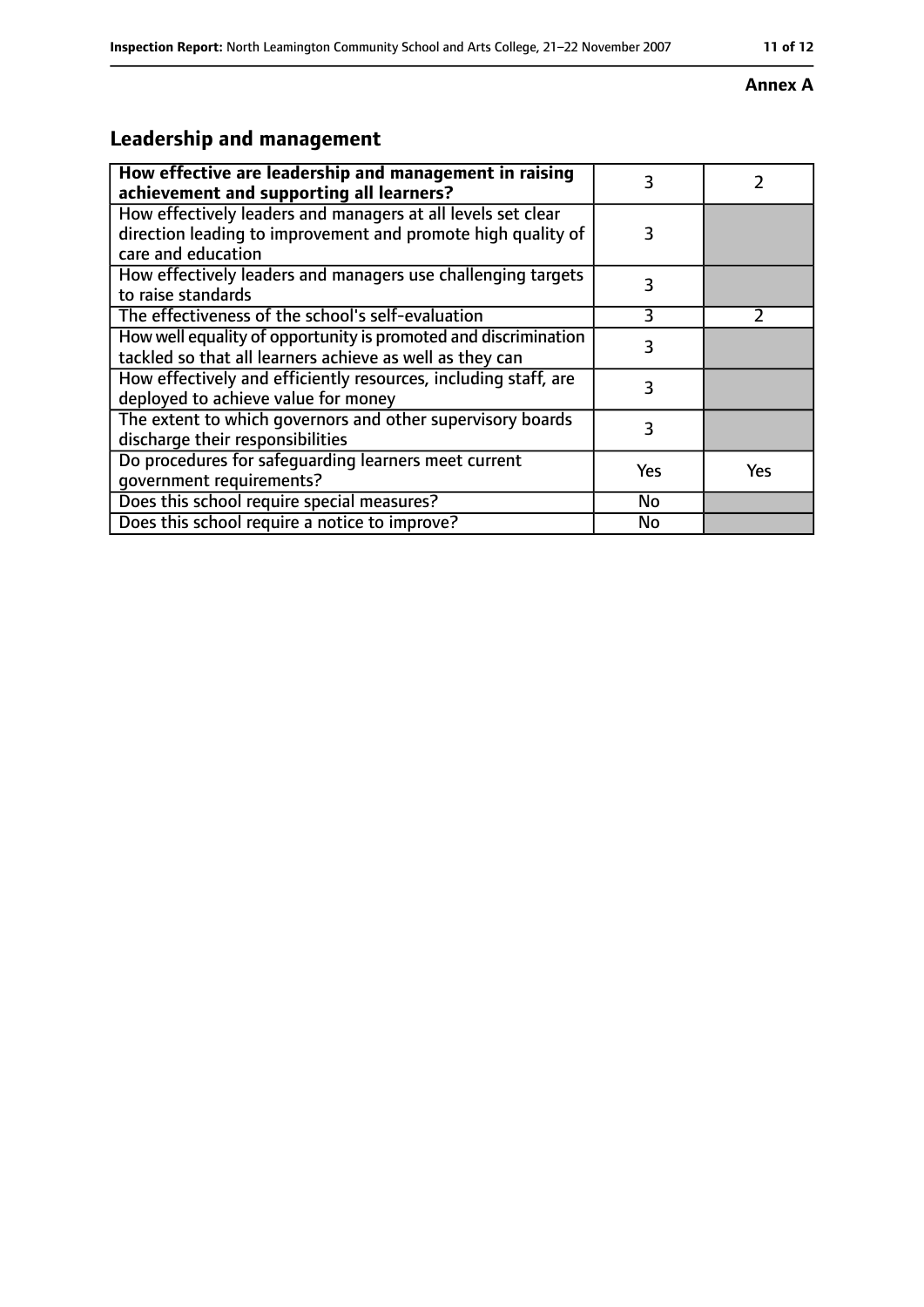**Annex A**

## Leadership and management

| | | |
|---|---|---|
| **How effective are leadership and management in raising achievement and supporting all learners?** | 3 | 2 |
| How effectively leaders and managers at all levels set clear direction leading to improvement and promote high quality of care and education | 3 | |
| How effectively leaders and managers use challenging targets to raise standards | 3 | |
| The effectiveness of the school's self-evaluation | 3 | 2 |
| How well equality of opportunity is promoted and discrimination tackled so that all learners achieve as well as they can | 3 | |
| How effectively and efficiently resources, including staff, are deployed to achieve value for money | 3 | |
| The extent to which governors and other supervisory boards discharge their responsibilities | 3 | |
| Do procedures for safeguarding learners meet current government requirements? | Yes | Yes |
| Does this school require special measures? | No | |
| Does this school require a notice to improve? | No | |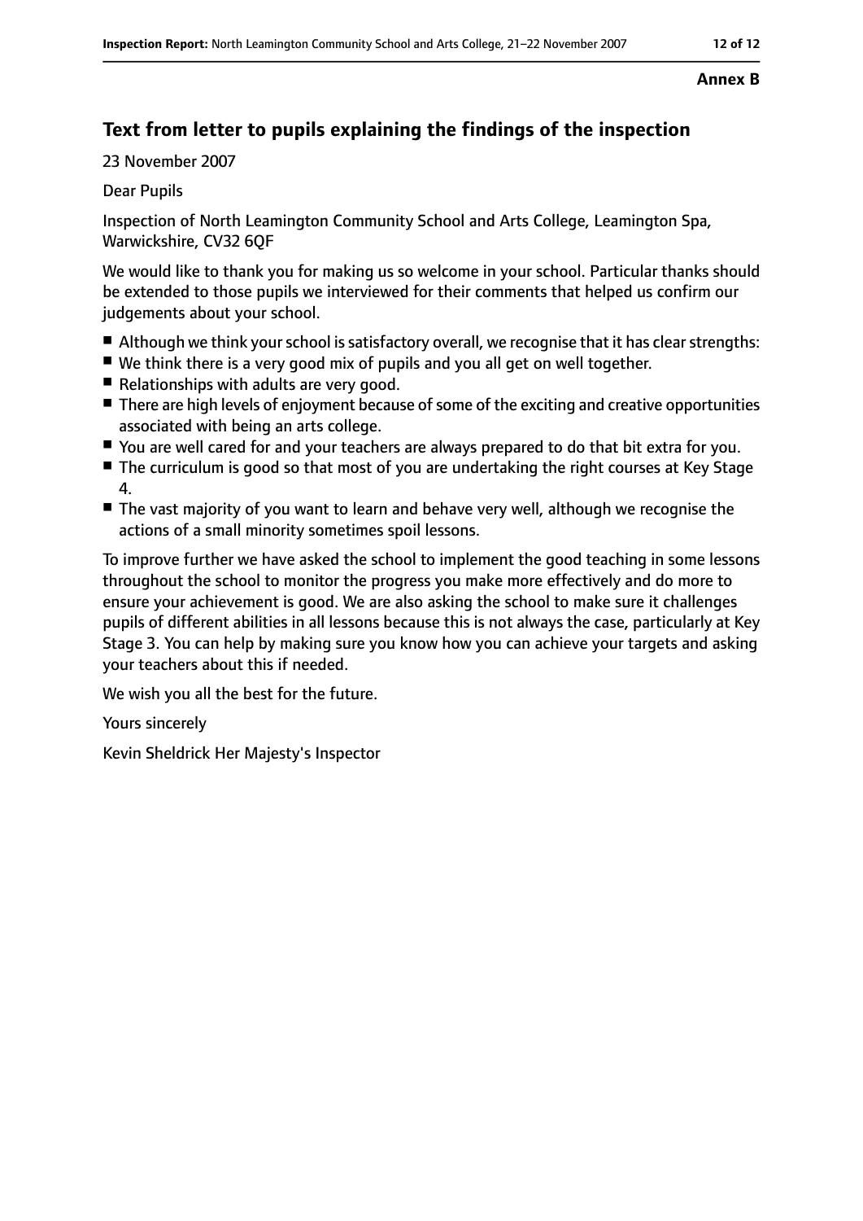**Annex B**

## Text from letter to pupils explaining the findings of the inspection

23 November 2007

Dear Pupils

Inspection of North Leamington Community School and Arts College, Leamington Spa, Warwickshire, CV32 6QF

We would like to thank you for making us so welcome in your school. Particular thanks should be extended to those pupils we interviewed for their comments that helped us confirm our judgements about your school.

- Although we think your school is satisfactory overall, we recognise that it has clear strengths:
- We think there is a very good mix of pupils and you all get on well together.
- Relationships with adults are very good.
- There are high levels of enjoyment because of some of the exciting and creative opportunities associated with being an arts college.
- You are well cared for and your teachers are always prepared to do that bit extra for you.
- The curriculum is good so that most of you are undertaking the right courses at Key Stage 4.
- The vast majority of you want to learn and behave very well, although we recognise the actions of a small minority sometimes spoil lessons.

To improve further we have asked the school to implement the good teaching in some lessons throughout the school to monitor the progress you make more effectively and do more to ensure your achievement is good. We are also asking the school to make sure it challenges pupils of different abilities in all lessons because this is not always the case, particularly at Key Stage 3. You can help by making sure you know how you can achieve your targets and asking your teachers about this if needed.

We wish you all the best for the future.

Yours sincerely

Kevin Sheldrick Her Majesty's Inspector